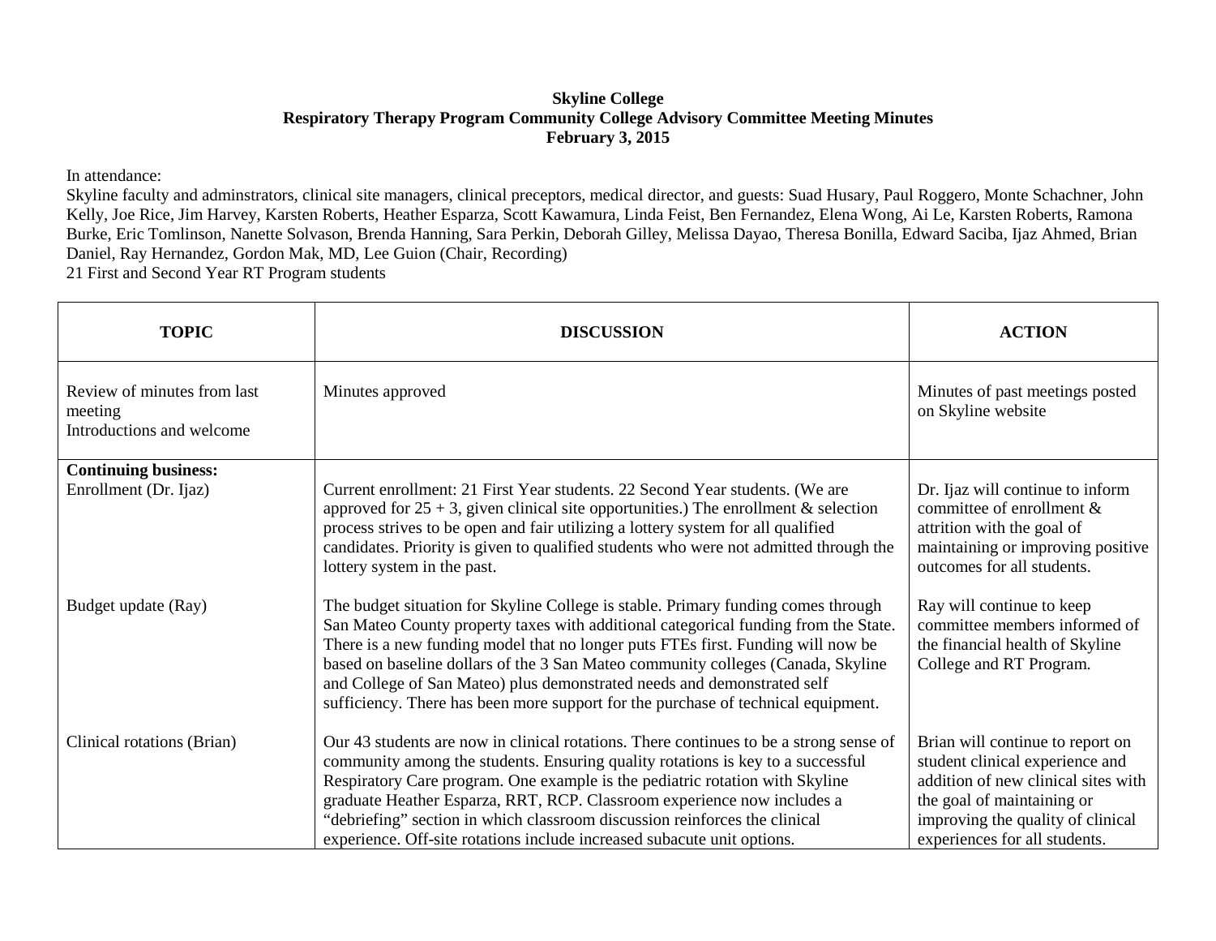**Skyline College**
**Respiratory Therapy Program Community College Advisory Committee Meeting Minutes**
**February 3, 2015**

In attendance:
Skyline faculty and adminstrators, clinical site managers, clinical preceptors, medical director, and guests: Suad Husary, Paul Roggero, Monte Schachner, John Kelly, Joe Rice, Jim Harvey, Karsten Roberts, Heather Esparza, Scott Kawamura, Linda Feist, Ben Fernandez, Elena Wong, Ai Le, Karsten Roberts, Ramona Burke, Eric Tomlinson, Nanette Solvason, Brenda Hanning, Sara Perkin, Deborah Gilley, Melissa Dayao, Theresa Bonilla, Edward Saciba, Ijaz Ahmed, Brian Daniel, Ray Hernandez, Gordon Mak, MD, Lee Guion (Chair, Recording)
21 First and Second Year RT Program students

| TOPIC | DISCUSSION | ACTION |
|---|---|---|
| Review of minutes from last meeting<br>Introductions and welcome | Minutes approved | Minutes of past meetings posted on Skyline website |
| **Continuing business:**<br>Enrollment (Dr. Ijaz) | Current enrollment: 21 First Year students. 22 Second Year students. (We are approved for 25 + 3, given clinical site opportunities.) The enrollment & selection process strives to be open and fair utilizing a lottery system for all qualified candidates. Priority is given to qualified students who were not admitted through the lottery system in the past. | Dr. Ijaz will continue to inform committee of enrollment & attrition with the goal of maintaining or improving positive outcomes for all students. |
| Budget update (Ray) | The budget situation for Skyline College is stable. Primary funding comes through San Mateo County property taxes with additional categorical funding from the State. There is a new funding model that no longer puts FTEs first. Funding will now be based on baseline dollars of the 3 San Mateo community colleges (Canada, Skyline and College of San Mateo) plus demonstrated needs and demonstrated self sufficiency. There has been more support for the purchase of technical equipment. | Ray will continue to keep committee members informed of the financial health of Skyline College and RT Program. |
| Clinical rotations (Brian) | Our 43 students are now in clinical rotations. There continues to be a strong sense of community among the students. Ensuring quality rotations is key to a successful Respiratory Care program. One example is the pediatric rotation with Skyline graduate Heather Esparza, RRT, RCP. Classroom experience now includes a "debriefing" section in which classroom discussion reinforces the clinical experience. Off-site rotations include increased subacute unit options. | Brian will continue to report on student clinical experience and addition of new clinical sites with the goal of maintaining or improving the quality of clinical experiences for all students. |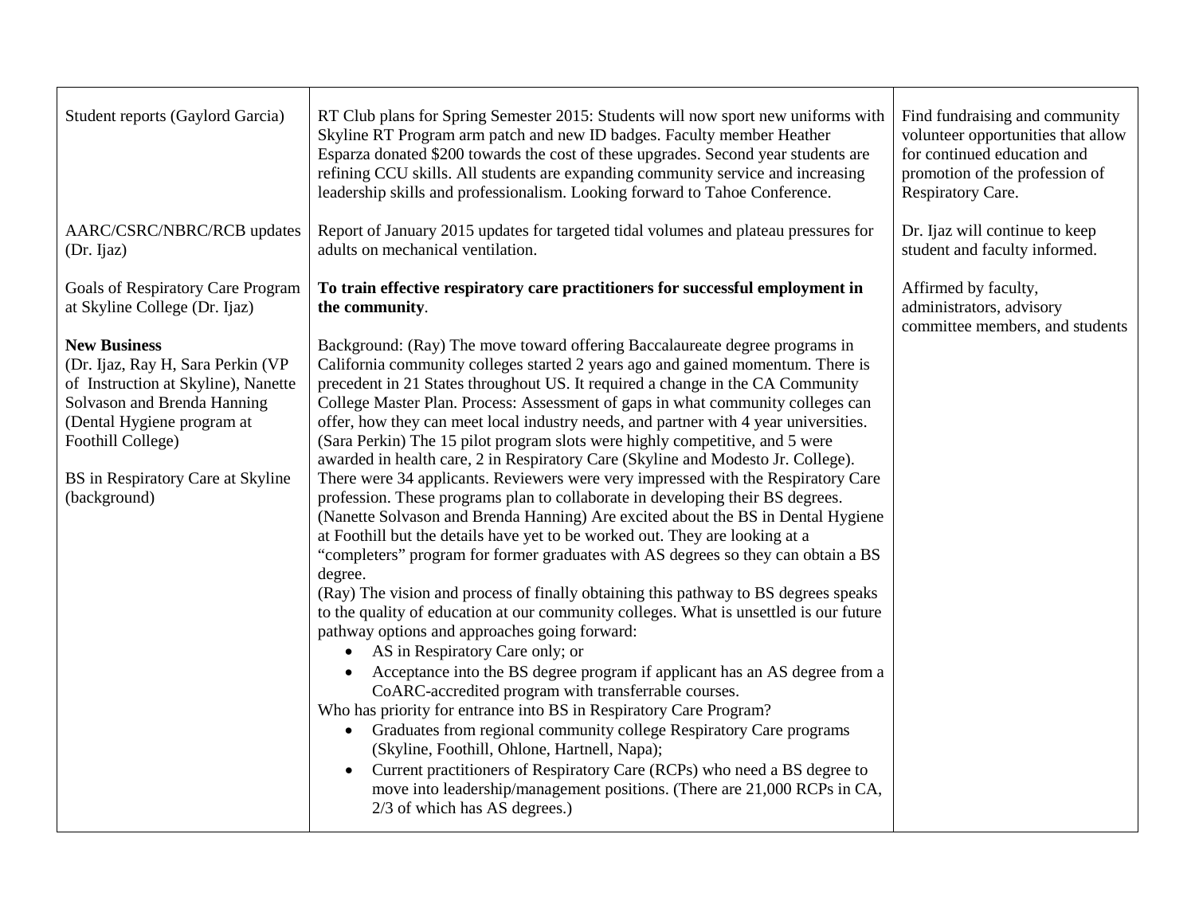| | | |
|---|---|---|
| Student reports (Gaylord Garcia) | RT Club plans for Spring Semester 2015: Students will now sport new uniforms with Skyline RT Program arm patch and new ID badges. Faculty member Heather Esparza donated $200 towards the cost of these upgrades. Second year students are refining CCU skills. All students are expanding community service and increasing leadership skills and professionalism. Looking forward to Tahoe Conference. | Find fundraising and community volunteer opportunities that allow for continued education and promotion of the profession of Respiratory Care. |
| AARC/CSRC/NBRC/RCB updates (Dr. Ijaz) | Report of January 2015 updates for targeted tidal volumes and plateau pressures for adults on mechanical ventilation. | Dr. Ijaz will continue to keep student and faculty informed. |
| Goals of Respiratory Care Program at Skyline College (Dr. Ijaz) | **To train effective respiratory care practitioners for successful employment in the community**. | Affirmed by faculty, administrators, advisory committee members, and students |
| **New Business**<br>(Dr. Ijaz, Ray H, Sara Perkin (VP of Instruction at Skyline), Nanette Solvason and Brenda Hanning (Dental Hygiene program at Foothill College)<br><br>BS in Respiratory Care at Skyline (background) | Background: (Ray) The move toward offering Baccalaureate degree programs in California community colleges started 2 years ago and gained momentum. There is precedent in 21 States throughout US. It required a change in the CA Community College Master Plan. Process: Assessment of gaps in what community colleges can offer, how they can meet local industry needs, and partner with 4 year universities. (Sara Perkin) The 15 pilot program slots were highly competitive, and 5 were awarded in health care, 2 in Respiratory Care (Skyline and Modesto Jr. College). There were 34 applicants. Reviewers were very impressed with the Respiratory Care profession. These programs plan to collaborate in developing their BS degrees. (Nanette Solvason and Brenda Hanning) Are excited about the BS in Dental Hygiene at Foothill but the details have yet to be worked out. They are looking at a "completers" program for former graduates with AS degrees so they can obtain a BS degree.<br>(Ray) The vision and process of finally obtaining this pathway to BS degrees speaks to the quality of education at our community colleges. What is unsettled is our future pathway options and approaches going forward:<br>• AS in Respiratory Care only; or<br>• Acceptance into the BS degree program if applicant has an AS degree from a CoARC-accredited program with transferrable courses.<br>Who has priority for entrance into BS in Respiratory Care Program?<br>• Graduates from regional community college Respiratory Care programs (Skyline, Foothill, Ohlone, Hartnell, Napa);<br>• Current practitioners of Respiratory Care (RCPs) who need a BS degree to move into leadership/management positions. (There are 21,000 RCPs in CA, 2/3 of which has AS degrees.) | |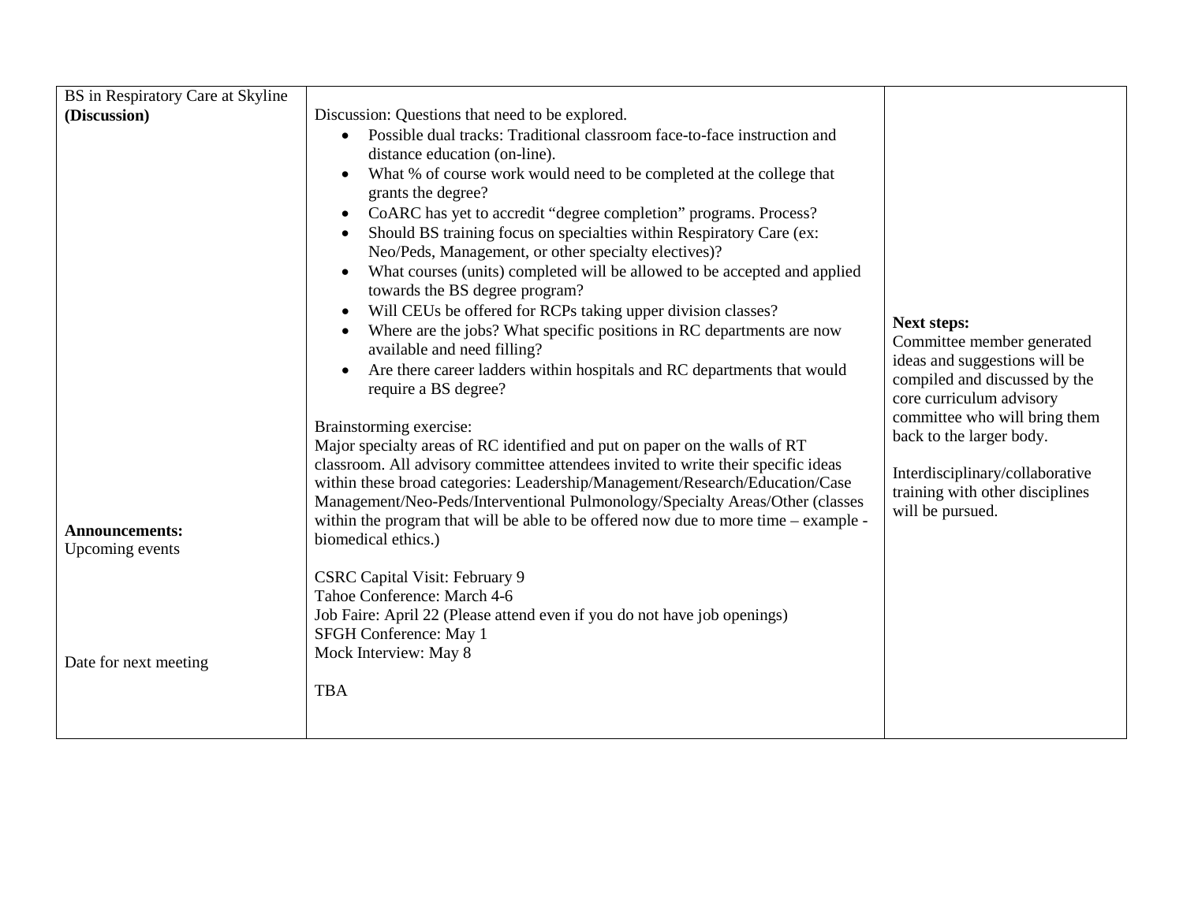| | | |
|---|---|---|
| BS in Respiratory Care at Skyline **(Discussion)** | Discussion: Questions that need to be explored.<br>• Possible dual tracks: Traditional classroom face-to-face instruction and distance education (on-line).<br>• What % of course work would need to be completed at the college that grants the degree?<br>• CoARC has yet to accredit "degree completion" programs. Process?<br>• Should BS training focus on specialties within Respiratory Care (ex: Neo/Peds, Management, or other specialty electives)?<br>• What courses (units) completed will be allowed to be accepted and applied towards the BS degree program?<br>• Will CEUs be offered for RCPs taking upper division classes?<br>• Where are the jobs? What specific positions in RC departments are now available and need filling?<br>• Are there career ladders within hospitals and RC departments that would require a BS degree?<br><br>Brainstorming exercise:<br>Major specialty areas of RC identified and put on paper on the walls of RT classroom. All advisory committee attendees invited to write their specific ideas within these broad categories: Leadership/Management/Research/Education/Case Management/Neo-Peds/Interventional Pulmonology/Specialty Areas/Other (classes within the program that will be able to be offered now due to more time – example - biomedical ethics.) | **Next steps:**<br>Committee member generated ideas and suggestions will be compiled and discussed by the core curriculum advisory committee who will bring them back to the larger body.<br><br>Interdisciplinary/collaborative training with other disciplines will be pursued. |
| **Announcements:**<br>Upcoming events | CSRC Capital Visit: February 9<br>Tahoe Conference: March 4-6<br>Job Faire: April 22 (Please attend even if you do not have job openings)<br>SFGH Conference: May 1<br>Mock Interview: May 8 | |
| Date for next meeting | TBA | |